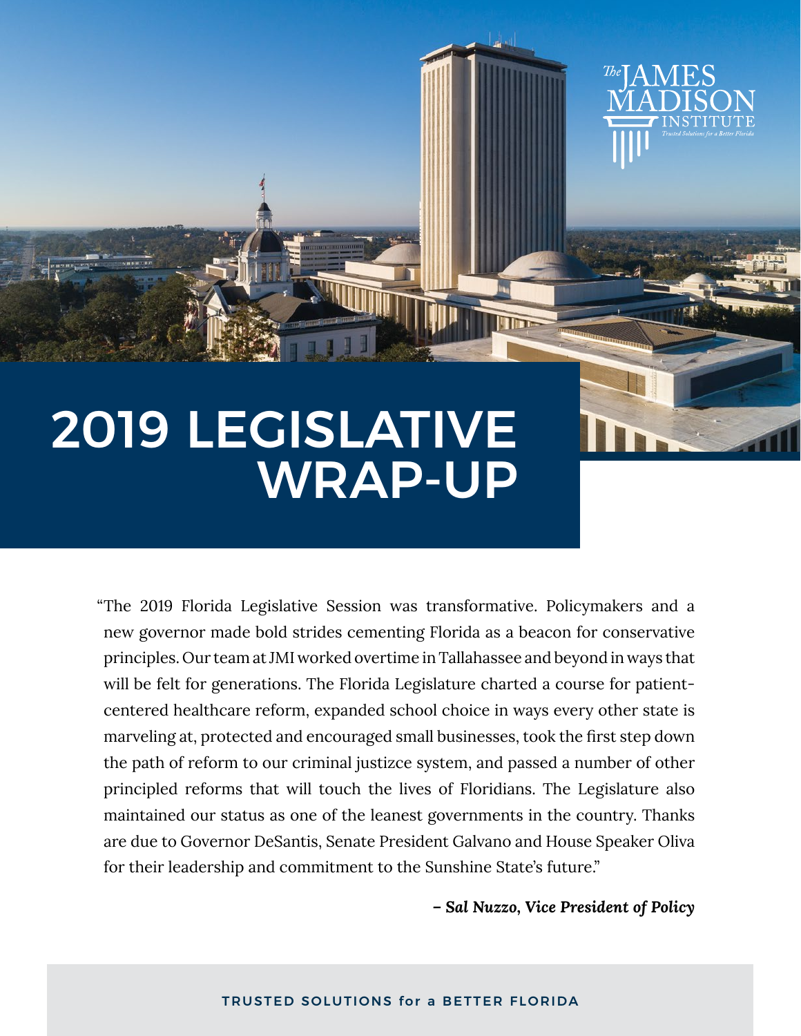The JAMES MADISON INSTITUTE

Trusted Solutions for a Better Florida

# 2019 LEGISLATIVE WRAP-UP

"The 2019 Florida Legislative Session was transformative. Policymakers and a new governor made bold strides cementing Florida as a beacon for conservative principles. Our team at JMI worked overtime in Tallahassee and beyond in ways that will be felt for generations. The Florida Legislature charted a course for patient-centered healthcare reform, expanded school choice in ways every other state is marveling at, protected and encouraged small businesses, took the first step down the path of reform to our criminal justizce system, and passed a number of other principled reforms that will touch the lives of Floridians. The Legislature also maintained our status as one of the leanest governments in the country. Thanks are due to Governor DeSantis, Senate President Galvano and House Speaker Oliva for their leadership and commitment to the Sunshine State's future."

***– Sal Nuzzo, Vice President of Policy***

TRUSTED SOLUTIONS for a BETTER FLORIDA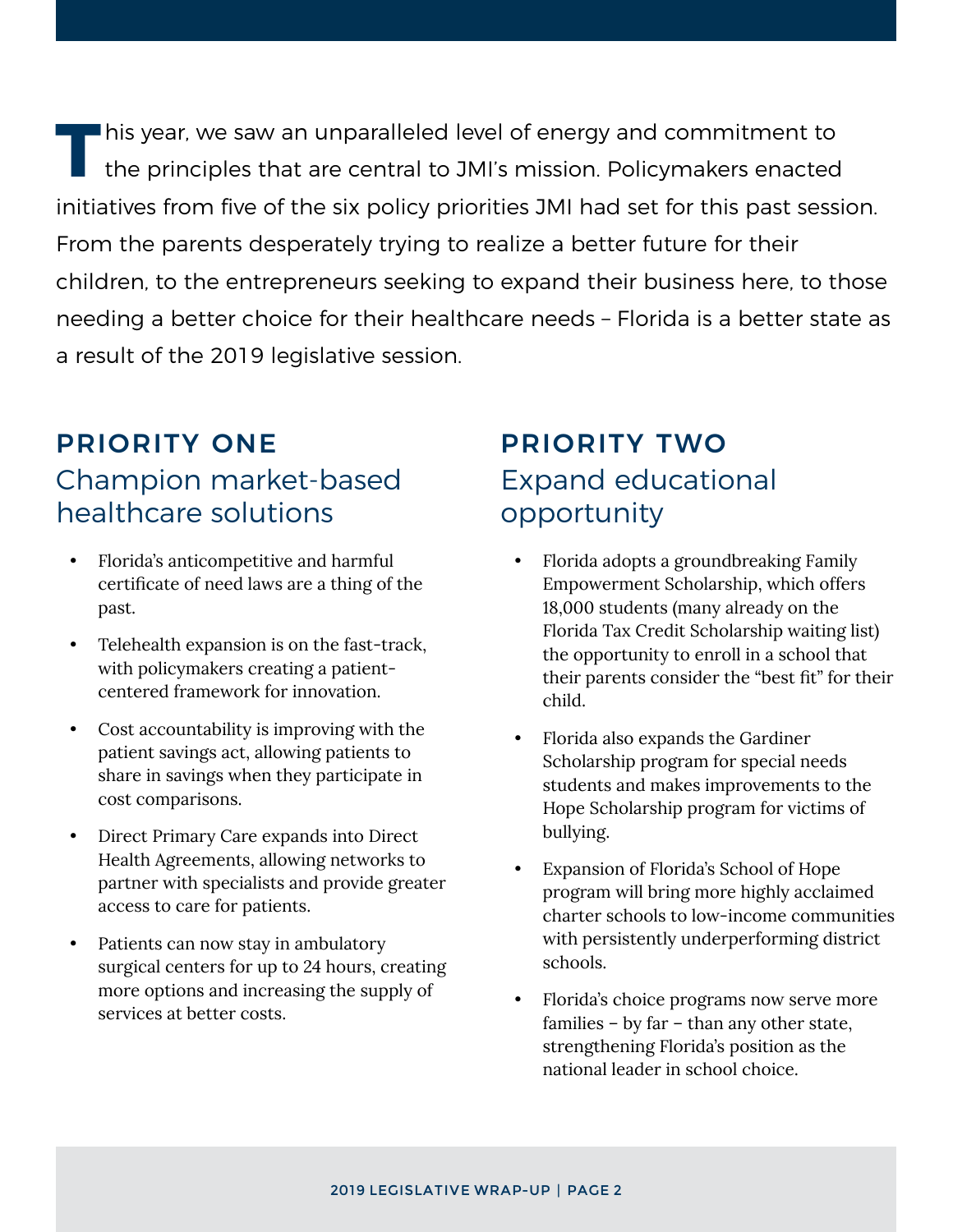This year, we saw an unparalleled level of energy and commitment to the principles that are central to JMI's mission. Policymakers enacted initiatives from five of the six policy priorities JMI had set for this past session. From the parents desperately trying to realize a better future for their children, to the entrepreneurs seeking to expand their business here, to those needing a better choice for their healthcare needs – Florida is a better state as a result of the 2019 legislative session.

## PRIORITY ONE
### Champion market-based healthcare solutions

- Florida's anticompetitive and harmful certificate of need laws are a thing of the past.
- Telehealth expansion is on the fast-track, with policymakers creating a patient-centered framework for innovation.
- Cost accountability is improving with the patient savings act, allowing patients to share in savings when they participate in cost comparisons.
- Direct Primary Care expands into Direct Health Agreements, allowing networks to partner with specialists and provide greater access to care for patients.
- Patients can now stay in ambulatory surgical centers for up to 24 hours, creating more options and increasing the supply of services at better costs.

## PRIORITY TWO
### Expand educational opportunity

- Florida adopts a groundbreaking Family Empowerment Scholarship, which offers 18,000 students (many already on the Florida Tax Credit Scholarship waiting list) the opportunity to enroll in a school that their parents consider the "best fit" for their child.
- Florida also expands the Gardiner Scholarship program for special needs students and makes improvements to the Hope Scholarship program for victims of bullying.
- Expansion of Florida's School of Hope program will bring more highly acclaimed charter schools to low-income communities with persistently underperforming district schools.
- Florida's choice programs now serve more families – by far – than any other state, strengthening Florida's position as the national leader in school choice.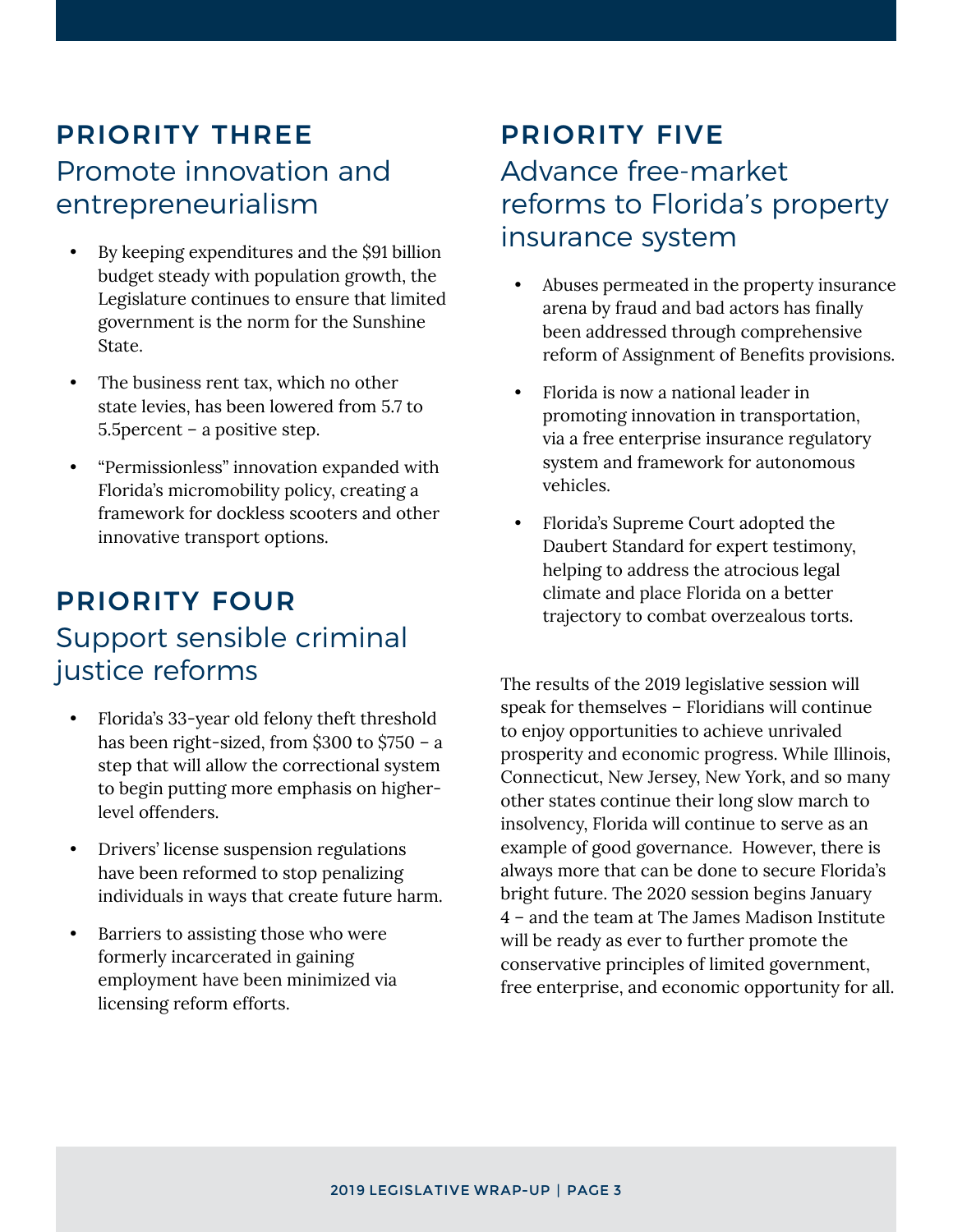## PRIORITY THREE

### Promote innovation and entrepreneurialism

- By keeping expenditures and the $91 billion budget steady with population growth, the Legislature continues to ensure that limited government is the norm for the Sunshine State.
- The business rent tax, which no other state levies, has been lowered from 5.7 to 5.5percent – a positive step.
- "Permissionless" innovation expanded with Florida's micromobility policy, creating a framework for dockless scooters and other innovative transport options.

## PRIORITY FOUR

### Support sensible criminal justice reforms

- Florida's 33-year old felony theft threshold has been right-sized, from $300 to $750 – a step that will allow the correctional system to begin putting more emphasis on higher-level offenders.
- Drivers' license suspension regulations have been reformed to stop penalizing individuals in ways that create future harm.
- Barriers to assisting those who were formerly incarcerated in gaining employment have been minimized via licensing reform efforts.

## PRIORITY FIVE

### Advance free-market reforms to Florida's property insurance system

- Abuses permeated in the property insurance arena by fraud and bad actors has finally been addressed through comprehensive reform of Assignment of Benefits provisions.
- Florida is now a national leader in promoting innovation in transportation, via a free enterprise insurance regulatory system and framework for autonomous vehicles.
- Florida's Supreme Court adopted the Daubert Standard for expert testimony, helping to address the atrocious legal climate and place Florida on a better trajectory to combat overzealous torts.

The results of the 2019 legislative session will speak for themselves – Floridians will continue to enjoy opportunities to achieve unrivaled prosperity and economic progress. While Illinois, Connecticut, New Jersey, New York, and so many other states continue their long slow march to insolvency, Florida will continue to serve as an example of good governance. However, there is always more that can be done to secure Florida's bright future. The 2020 session begins January 4 – and the team at The James Madison Institute will be ready as ever to further promote the conservative principles of limited government, free enterprise, and economic opportunity for all.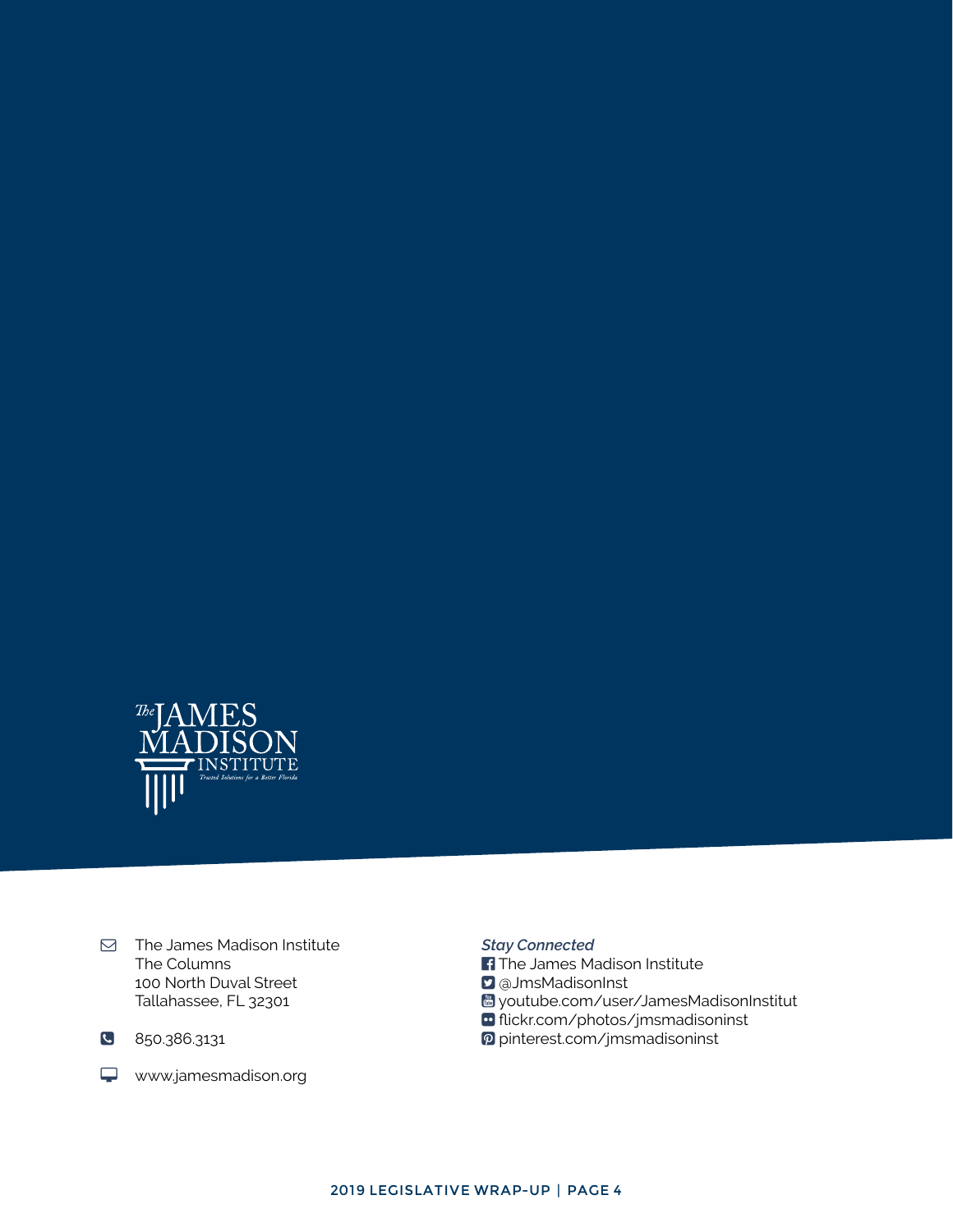The James Madison Institute
Trusted Solutions for a Better Florida

The James Madison Institute
The Columns
100 North Duval Street
Tallahassee, FL 32301

850.386.3131

www.jamesmadison.org

*Stay Connected*

The James Madison Institute
@JmsMadisonInst
youtube.com/user/JamesMadisonInstitut
flickr.com/photos/jmsmadisoninst
pinterest.com/jmsmadisoninst